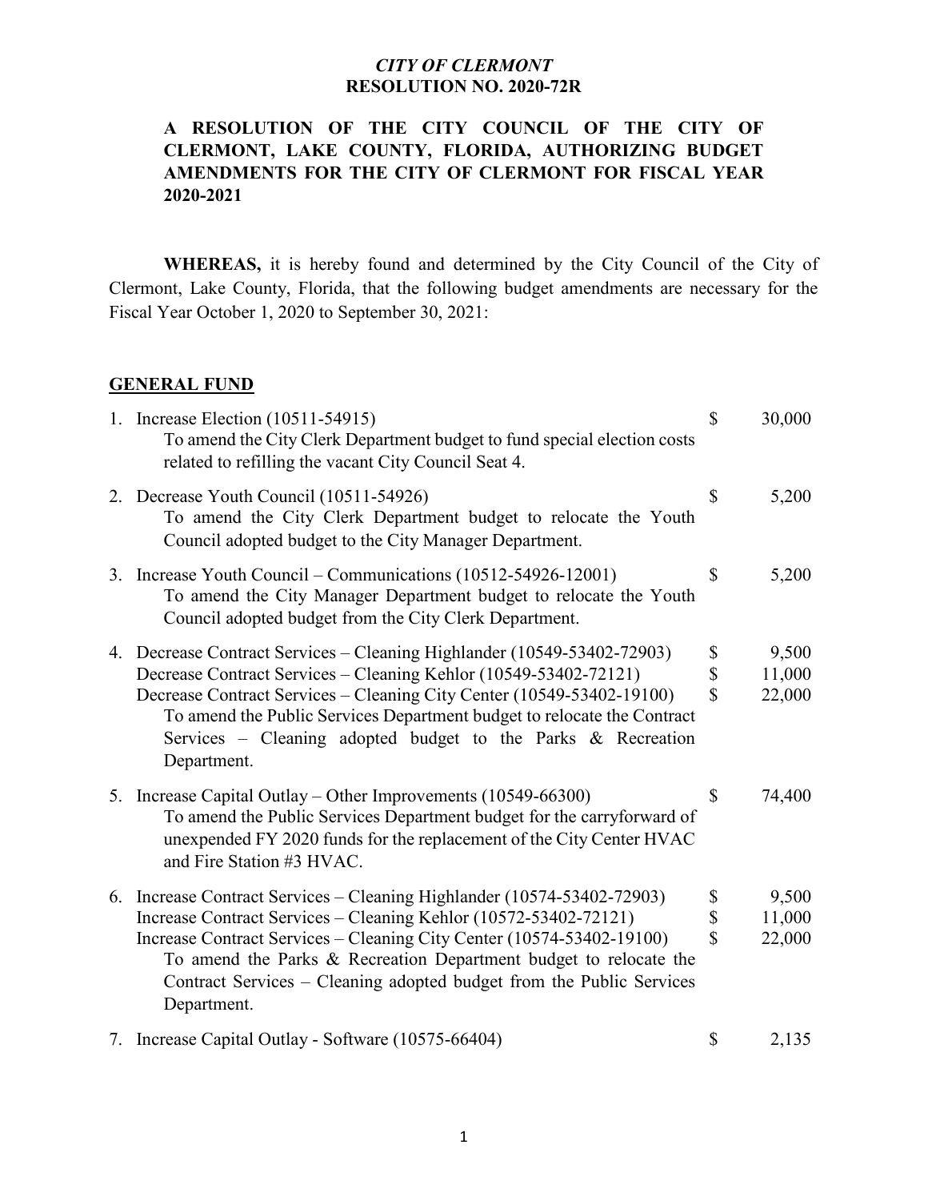*CITY OF CLERMONT*
**RESOLUTION NO. 2020-72R**

**A RESOLUTION OF THE CITY COUNCIL OF THE CITY OF CLERMONT, LAKE COUNTY, FLORIDA, AUTHORIZING BUDGET AMENDMENTS FOR THE CITY OF CLERMONT FOR FISCAL YEAR 2020-2021**

**WHEREAS,** it is hereby found and determined by the City Council of the City of Clermont, Lake County, Florida, that the following budget amendments are necessary for the Fiscal Year October 1, 2020 to September 30, 2021:

## GENERAL FUND

1. Increase Election (10511-54915) — $ 30,000
   To amend the City Clerk Department budget to fund special election costs related to refilling the vacant City Council Seat 4.

2. Decrease Youth Council (10511-54926) — $ 5,200
   To amend the City Clerk Department budget to relocate the Youth Council adopted budget to the City Manager Department.

3. Increase Youth Council – Communications (10512-54926-12001) — $ 5,200
   To amend the City Manager Department budget to relocate the Youth Council adopted budget from the City Clerk Department.

4. Decrease Contract Services – Cleaning Highlander (10549-53402-72903) — $ 9,500
   Decrease Contract Services – Cleaning Kehlor (10549-53402-72121) — $ 11,000
   Decrease Contract Services – Cleaning City Center (10549-53402-19100) — $ 22,000
   To amend the Public Services Department budget to relocate the Contract Services – Cleaning adopted budget to the Parks & Recreation Department.

5. Increase Capital Outlay – Other Improvements (10549-66300) — $ 74,400
   To amend the Public Services Department budget for the carryforward of unexpended FY 2020 funds for the replacement of the City Center HVAC and Fire Station #3 HVAC.

6. Increase Contract Services – Cleaning Highlander (10574-53402-72903) — $ 9,500
   Increase Contract Services – Cleaning Kehlor (10572-53402-72121) — $ 11,000
   Increase Contract Services – Cleaning City Center (10574-53402-19100) — $ 22,000
   To amend the Parks & Recreation Department budget to relocate the Contract Services – Cleaning adopted budget from the Public Services Department.

7. Increase Capital Outlay - Software (10575-66404) — $ 2,135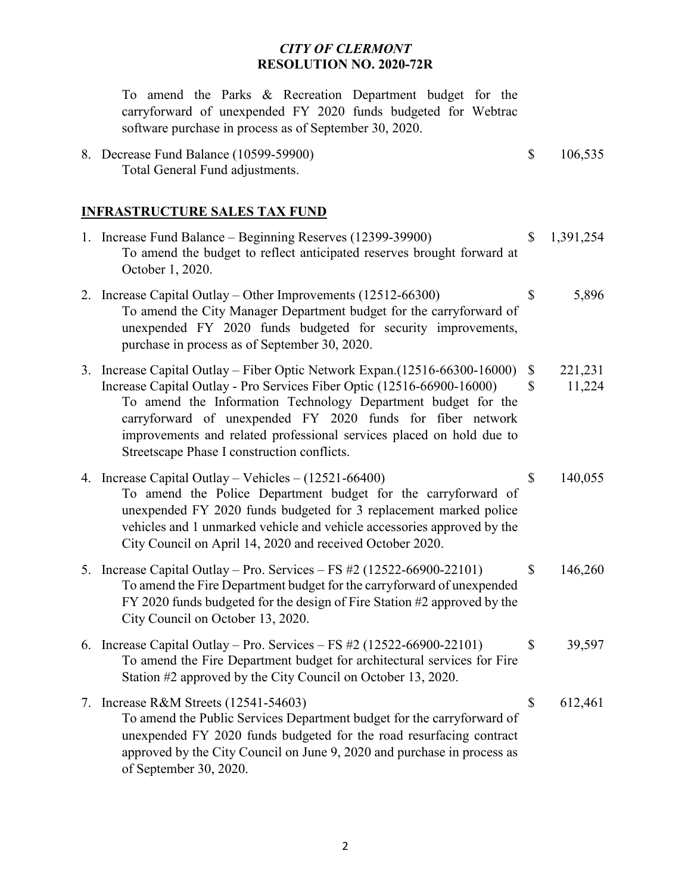*CITY OF CLERMONT*
**RESOLUTION NO. 2020-72R**

To amend the Parks & Recreation Department budget for the carryforward of unexpended FY 2020 funds budgeted for Webtrac software purchase in process as of September 30, 2020.

8. Decrease Fund Balance (10599-59900) — $ 106,535
   Total General Fund adjustments.

## INFRASTRUCTURE SALES TAX FUND

1. Increase Fund Balance – Beginning Reserves (12399-39900) — $ 1,391,254
   To amend the budget to reflect anticipated reserves brought forward at October 1, 2020.

2. Increase Capital Outlay – Other Improvements (12512-66300) — $ 5,896
   To amend the City Manager Department budget for the carryforward of unexpended FY 2020 funds budgeted for security improvements, purchase in process as of September 30, 2020.

3. Increase Capital Outlay – Fiber Optic Network Expan.(12516-66300-16000) — $ 221,231
   Increase Capital Outlay - Pro Services Fiber Optic (12516-66900-16000) — $ 11,224
   To amend the Information Technology Department budget for the carryforward of unexpended FY 2020 funds for fiber network improvements and related professional services placed on hold due to Streetscape Phase I construction conflicts.

4. Increase Capital Outlay – Vehicles – (12521-66400) — $ 140,055
   To amend the Police Department budget for the carryforward of unexpended FY 2020 funds budgeted for 3 replacement marked police vehicles and 1 unmarked vehicle and vehicle accessories approved by the City Council on April 14, 2020 and received October 2020.

5. Increase Capital Outlay – Pro. Services – FS #2 (12522-66900-22101) — $ 146,260
   To amend the Fire Department budget for the carryforward of unexpended FY 2020 funds budgeted for the design of Fire Station #2 approved by the City Council on October 13, 2020.

6. Increase Capital Outlay – Pro. Services – FS #2 (12522-66900-22101) — $ 39,597
   To amend the Fire Department budget for architectural services for Fire Station #2 approved by the City Council on October 13, 2020.

7. Increase R&M Streets (12541-54603) — $ 612,461
   To amend the Public Services Department budget for the carryforward of unexpended FY 2020 funds budgeted for the road resurfacing contract approved by the City Council on June 9, 2020 and purchase in process as of September 30, 2020.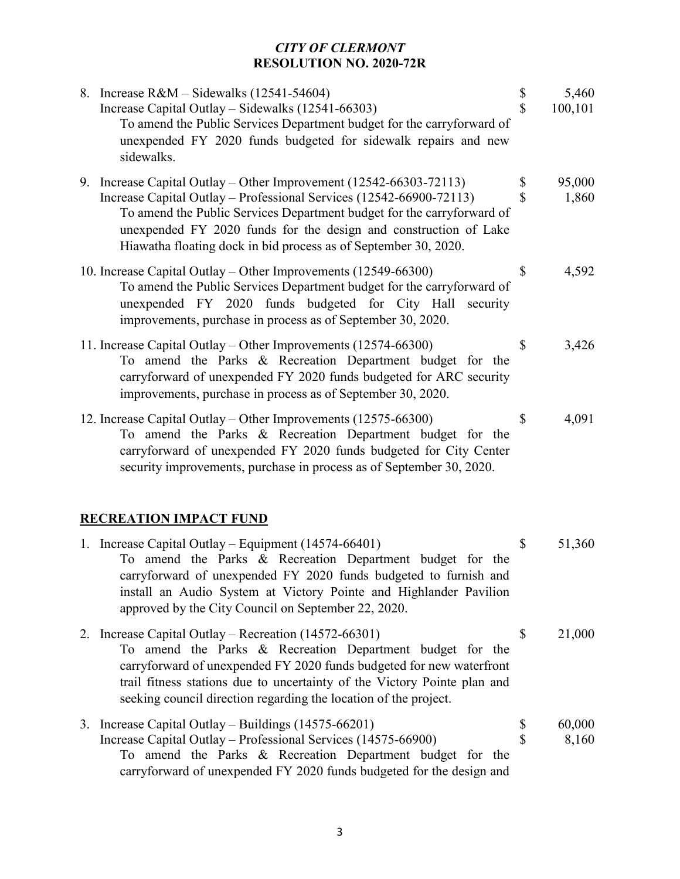*CITY OF CLERMONT*
**RESOLUTION NO. 2020-72R**

8. Increase R&M – Sidewalks (12541-54604) $ 5,460
   Increase Capital Outlay – Sidewalks (12541-66303) $ 100,101
   To amend the Public Services Department budget for the carryforward of unexpended FY 2020 funds budgeted for sidewalk repairs and new sidewalks.

9. Increase Capital Outlay – Other Improvement (12542-66303-72113) $ 95,000
   Increase Capital Outlay – Professional Services (12542-66900-72113) $ 1,860
   To amend the Public Services Department budget for the carryforward of unexpended FY 2020 funds for the design and construction of Lake Hiawatha floating dock in bid process as of September 30, 2020.

10. Increase Capital Outlay – Other Improvements (12549-66300) $ 4,592
    To amend the Public Services Department budget for the carryforward of unexpended FY 2020 funds budgeted for City Hall security improvements, purchase in process as of September 30, 2020.

11. Increase Capital Outlay – Other Improvements (12574-66300) $ 3,426
    To amend the Parks & Recreation Department budget for the carryforward of unexpended FY 2020 funds budgeted for ARC security improvements, purchase in process as of September 30, 2020.

12. Increase Capital Outlay – Other Improvements (12575-66300) $ 4,091
    To amend the Parks & Recreation Department budget for the carryforward of unexpended FY 2020 funds budgeted for City Center security improvements, purchase in process as of September 30, 2020.

**RECREATION IMPACT FUND**

1. Increase Capital Outlay – Equipment (14574-66401) $ 51,360
   To amend the Parks & Recreation Department budget for the carryforward of unexpended FY 2020 funds budgeted to furnish and install an Audio System at Victory Pointe and Highlander Pavilion approved by the City Council on September 22, 2020.

2. Increase Capital Outlay – Recreation (14572-66301) $ 21,000
   To amend the Parks & Recreation Department budget for the carryforward of unexpended FY 2020 funds budgeted for new waterfront trail fitness stations due to uncertainty of the Victory Pointe plan and seeking council direction regarding the location of the project.

3. Increase Capital Outlay – Buildings (14575-66201) $ 60,000
   Increase Capital Outlay – Professional Services (14575-66900) $ 8,160
   To amend the Parks & Recreation Department budget for the carryforward of unexpended FY 2020 funds budgeted for the design and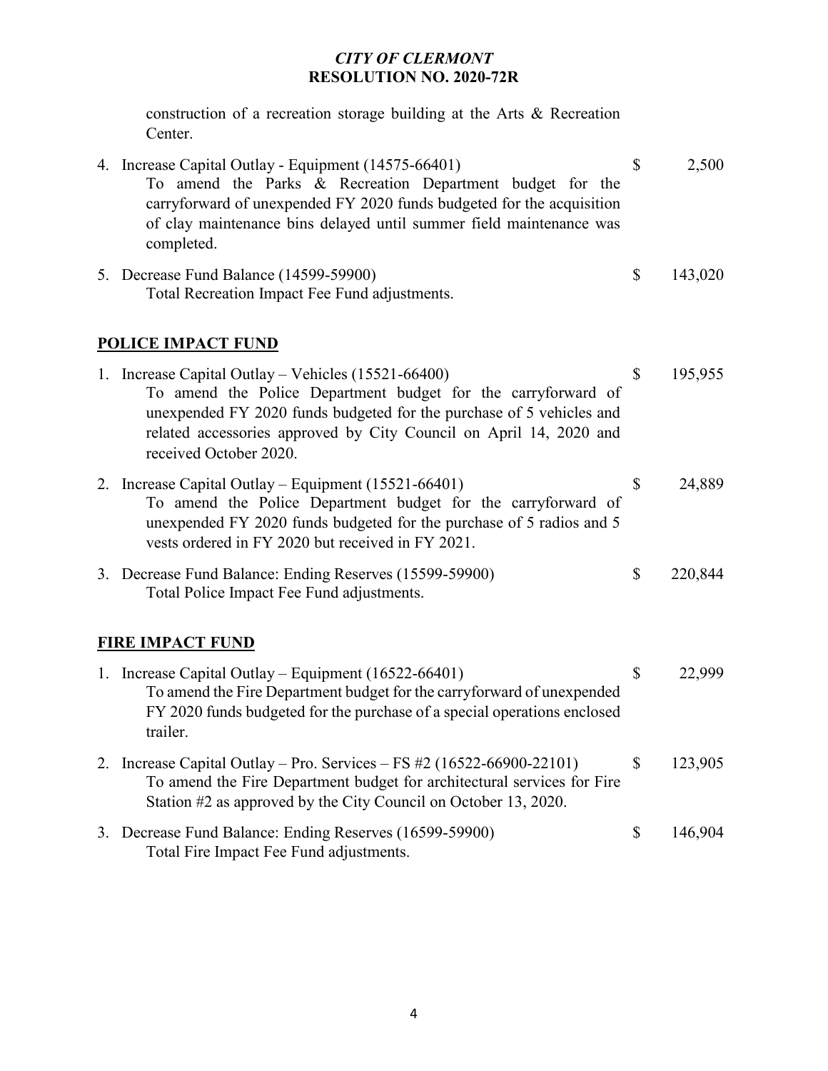construction of a recreation storage building at the Arts & Recreation Center.

4. Increase Capital Outlay - Equipment (14575-66401) — $ 2,500
   To amend the Parks & Recreation Department budget for the carryforward of unexpended FY 2020 funds budgeted for the acquisition of clay maintenance bins delayed until summer field maintenance was completed.

5. Decrease Fund Balance (14599-59900) — $ 143,020
   Total Recreation Impact Fee Fund adjustments.

**POLICE IMPACT FUND**

1. Increase Capital Outlay – Vehicles (15521-66400) — $ 195,955
   To amend the Police Department budget for the carryforward of unexpended FY 2020 funds budgeted for the purchase of 5 vehicles and related accessories approved by City Council on April 14, 2020 and received October 2020.

2. Increase Capital Outlay – Equipment (15521-66401) — $ 24,889
   To amend the Police Department budget for the carryforward of unexpended FY 2020 funds budgeted for the purchase of 5 radios and 5 vests ordered in FY 2020 but received in FY 2021.

3. Decrease Fund Balance: Ending Reserves (15599-59900) — $ 220,844
   Total Police Impact Fee Fund adjustments.

**FIRE IMPACT FUND**

1. Increase Capital Outlay – Equipment (16522-66401) — $ 22,999
   To amend the Fire Department budget for the carryforward of unexpended FY 2020 funds budgeted for the purchase of a special operations enclosed trailer.

2. Increase Capital Outlay – Pro. Services – FS #2 (16522-66900-22101) — $ 123,905
   To amend the Fire Department budget for architectural services for Fire Station #2 as approved by the City Council on October 13, 2020.

3. Decrease Fund Balance: Ending Reserves (16599-59900) — $ 146,904
   Total Fire Impact Fee Fund adjustments.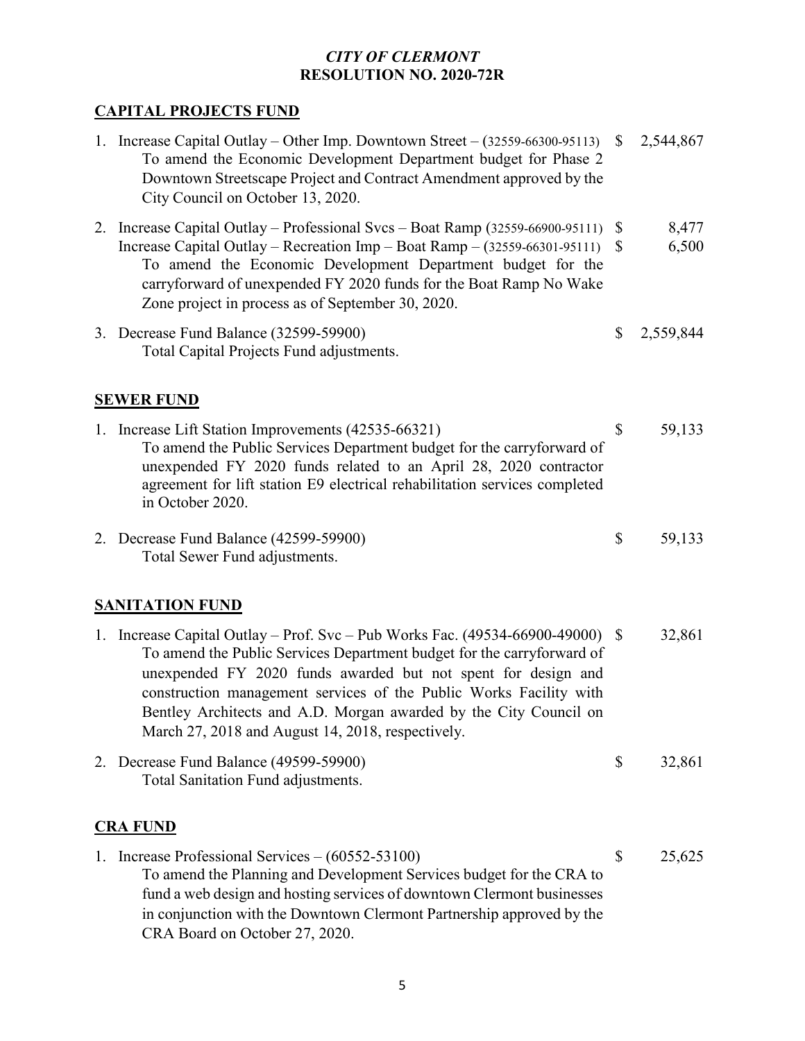*CITY OF CLERMONT*
**RESOLUTION NO. 2020-72R**

**CAPITAL PROJECTS FUND**

1. Increase Capital Outlay – Other Imp. Downtown Street – (32559-66300-95113) $ 2,544,867
   To amend the Economic Development Department budget for Phase 2 Downtown Streetscape Project and Contract Amendment approved by the City Council on October 13, 2020.

2. Increase Capital Outlay – Professional Svcs – Boat Ramp (32559-66900-95111) $ 8,477
   Increase Capital Outlay – Recreation Imp – Boat Ramp – (32559-66301-95111) $ 6,500
   To amend the Economic Development Department budget for the carryforward of unexpended FY 2020 funds for the Boat Ramp No Wake Zone project in process as of September 30, 2020.

3. Decrease Fund Balance (32599-59900) $ 2,559,844
   Total Capital Projects Fund adjustments.

**SEWER FUND**

1. Increase Lift Station Improvements (42535-66321) $ 59,133
   To amend the Public Services Department budget for the carryforward of unexpended FY 2020 funds related to an April 28, 2020 contractor agreement for lift station E9 electrical rehabilitation services completed in October 2020.

2. Decrease Fund Balance (42599-59900) $ 59,133
   Total Sewer Fund adjustments.

**SANITATION FUND**

1. Increase Capital Outlay – Prof. Svc – Pub Works Fac. (49534-66900-49000) $ 32,861
   To amend the Public Services Department budget for the carryforward of unexpended FY 2020 funds awarded but not spent for design and construction management services of the Public Works Facility with Bentley Architects and A.D. Morgan awarded by the City Council on March 27, 2018 and August 14, 2018, respectively.

2. Decrease Fund Balance (49599-59900) $ 32,861
   Total Sanitation Fund adjustments.

**CRA FUND**

1. Increase Professional Services – (60552-53100) $ 25,625
   To amend the Planning and Development Services budget for the CRA to fund a web design and hosting services of downtown Clermont businesses in conjunction with the Downtown Clermont Partnership approved by the CRA Board on October 27, 2020.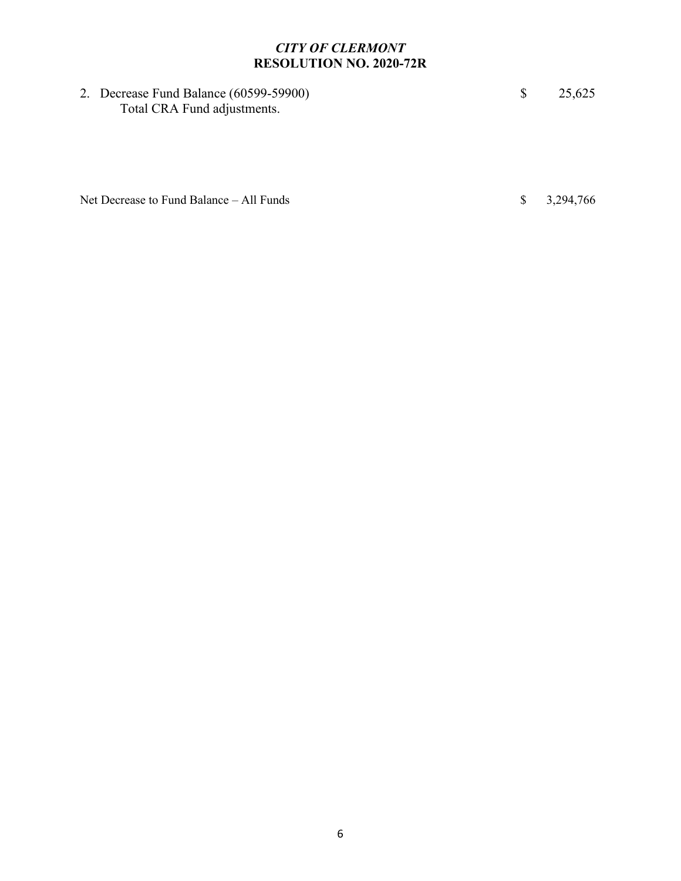2. Decrease Fund Balance (60599-59900) $ 25,625
   Total CRA Fund adjustments.

Net Decrease to Fund Balance – All Funds $ 3,294,766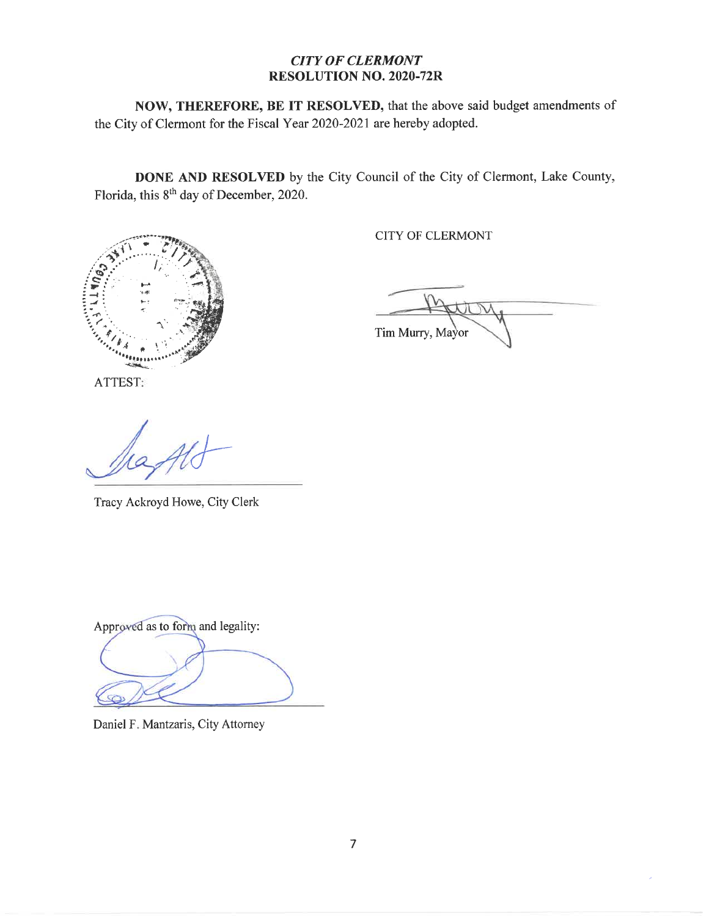***CITY OF CLERMONT***
**RESOLUTION NO. 2020-72R**

**NOW, THEREFORE, BE IT RESOLVED,** that the above said budget amendments of the City of Clermont for the Fiscal Year 2020-2021 are hereby adopted.

**DONE AND RESOLVED** by the City Council of the City of Clermont, Lake County, Florida, this 8th day of December, 2020.

CITY OF CLERMONT

Tim Murry, Mayor

ATTEST:

Tracy Ackroyd Howe, City Clerk

Approved as to form and legality:

Daniel F. Mantzaris, City Attorney